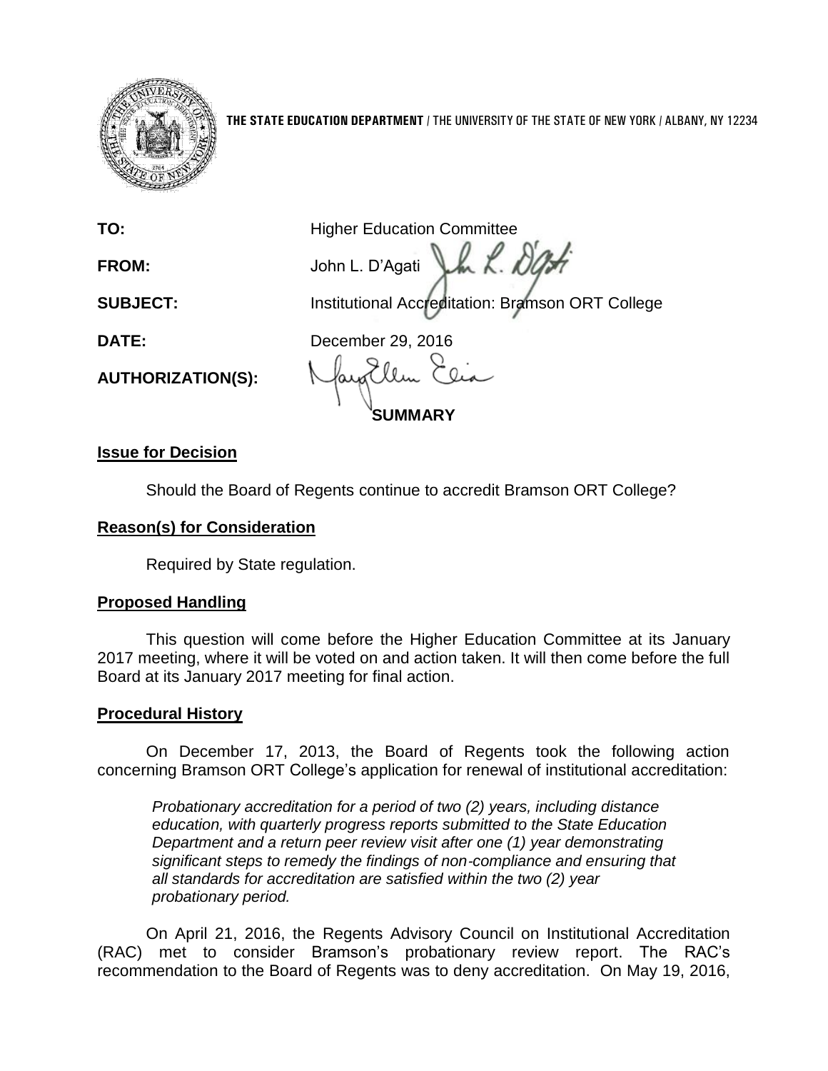**THE STATE EDUCATION DEPARTMENT** / THE UNIVERSITY OF THE STATE OF NEW YORK / ALBANY, NY 12234

**TO:** Higher Education Committee

**FROM:** John L. D'Agati

**SUBJECT:** Institutional Accreditation: Bramson ORT College

**DATE:** December 29, 2016

**AUTHORIZATION(S):**

## SUMMARY

### Issue for Decision

Should the Board of Regents continue to accredit Bramson ORT College?

### Reason(s) for Consideration

Required by State regulation.

### Proposed Handling

This question will come before the Higher Education Committee at its January 2017 meeting, where it will be voted on and action taken. It will then come before the full Board at its January 2017 meeting for final action.

### Procedural History

On December 17, 2013, the Board of Regents took the following action concerning Bramson ORT College's application for renewal of institutional accreditation:

> *Probationary accreditation for a period of two (2) years, including distance education, with quarterly progress reports submitted to the State Education Department and a return peer review visit after one (1) year demonstrating significant steps to remedy the findings of non-compliance and ensuring that all standards for accreditation are satisfied within the two (2) year probationary period.*

On April 21, 2016, the Regents Advisory Council on Institutional Accreditation (RAC) met to consider Bramson's probationary review report. The RAC's recommendation to the Board of Regents was to deny accreditation. On May 19, 2016,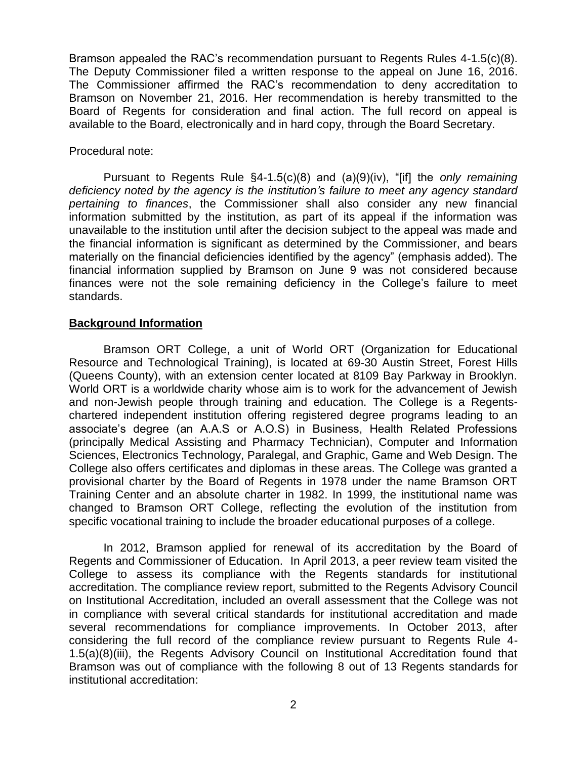Bramson appealed the RAC's recommendation pursuant to Regents Rules 4-1.5(c)(8). The Deputy Commissioner filed a written response to the appeal on June 16, 2016. The Commissioner affirmed the RAC's recommendation to deny accreditation to Bramson on November 21, 2016. Her recommendation is hereby transmitted to the Board of Regents for consideration and final action. The full record on appeal is available to the Board, electronically and in hard copy, through the Board Secretary.

Procedural note:

Pursuant to Regents Rule §4-1.5(c)(8) and (a)(9)(iv), "[if] the *only remaining deficiency noted by the agency is the institution's failure to meet any agency standard pertaining to finances*, the Commissioner shall also consider any new financial information submitted by the institution, as part of its appeal if the information was unavailable to the institution until after the decision subject to the appeal was made and the financial information is significant as determined by the Commissioner, and bears materially on the financial deficiencies identified by the agency" (emphasis added). The financial information supplied by Bramson on June 9 was not considered because finances were not the sole remaining deficiency in the College's failure to meet standards.

**Background Information**

Bramson ORT College, a unit of World ORT (Organization for Educational Resource and Technological Training), is located at 69-30 Austin Street, Forest Hills (Queens County), with an extension center located at 8109 Bay Parkway in Brooklyn. World ORT is a worldwide charity whose aim is to work for the advancement of Jewish and non-Jewish people through training and education. The College is a Regents-chartered independent institution offering registered degree programs leading to an associate's degree (an A.A.S or A.O.S) in Business, Health Related Professions (principally Medical Assisting and Pharmacy Technician), Computer and Information Sciences, Electronics Technology, Paralegal, and Graphic, Game and Web Design. The College also offers certificates and diplomas in these areas. The College was granted a provisional charter by the Board of Regents in 1978 under the name Bramson ORT Training Center and an absolute charter in 1982. In 1999, the institutional name was changed to Bramson ORT College, reflecting the evolution of the institution from specific vocational training to include the broader educational purposes of a college.

In 2012, Bramson applied for renewal of its accreditation by the Board of Regents and Commissioner of Education. In April 2013, a peer review team visited the College to assess its compliance with the Regents standards for institutional accreditation. The compliance review report, submitted to the Regents Advisory Council on Institutional Accreditation, included an overall assessment that the College was not in compliance with several critical standards for institutional accreditation and made several recommendations for compliance improvements. In October 2013, after considering the full record of the compliance review pursuant to Regents Rule 4-1.5(a)(8)(iii), the Regents Advisory Council on Institutional Accreditation found that Bramson was out of compliance with the following 8 out of 13 Regents standards for institutional accreditation: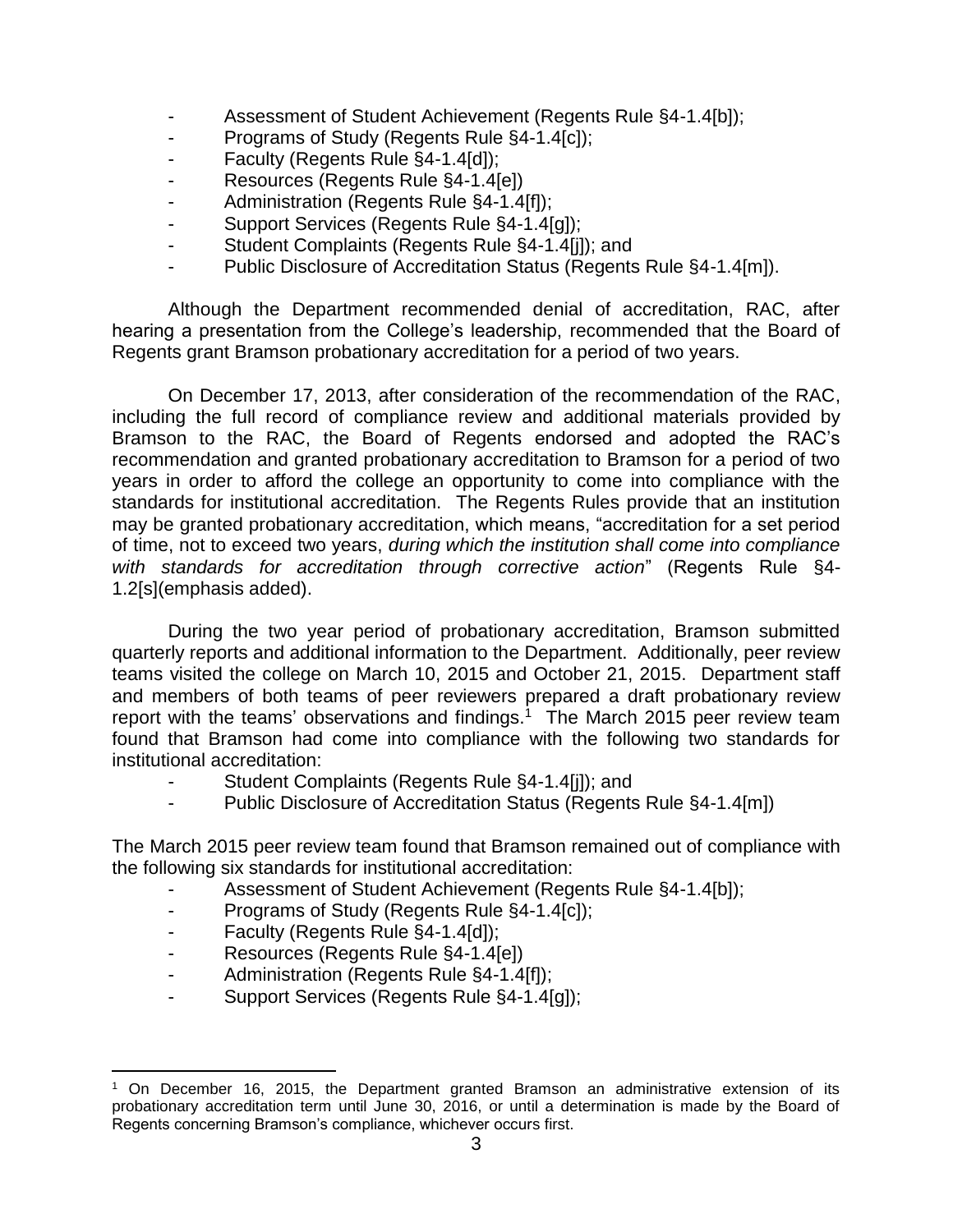- Assessment of Student Achievement (Regents Rule §4-1.4[b]);
- Programs of Study (Regents Rule §4-1.4[c]);
- Faculty (Regents Rule §4-1.4[d]);
- Resources (Regents Rule §4-1.4[e])
- Administration (Regents Rule §4-1.4[f]);
- Support Services (Regents Rule §4-1.4[g]);
- Student Complaints (Regents Rule §4-1.4[j]); and
- Public Disclosure of Accreditation Status (Regents Rule §4-1.4[m]).

Although the Department recommended denial of accreditation, RAC, after hearing a presentation from the College's leadership, recommended that the Board of Regents grant Bramson probationary accreditation for a period of two years.

On December 17, 2013, after consideration of the recommendation of the RAC, including the full record of compliance review and additional materials provided by Bramson to the RAC, the Board of Regents endorsed and adopted the RAC's recommendation and granted probationary accreditation to Bramson for a period of two years in order to afford the college an opportunity to come into compliance with the standards for institutional accreditation. The Regents Rules provide that an institution may be granted probationary accreditation, which means, "accreditation for a set period of time, not to exceed two years, *during which the institution shall come into compliance with standards for accreditation through corrective action*" (Regents Rule §4-1.2[s](emphasis added).

During the two year period of probationary accreditation, Bramson submitted quarterly reports and additional information to the Department. Additionally, peer review teams visited the college on March 10, 2015 and October 21, 2015. Department staff and members of both teams of peer reviewers prepared a draft probationary review report with the teams' observations and findings.[1] The March 2015 peer review team found that Bramson had come into compliance with the following two standards for institutional accreditation:

- Student Complaints (Regents Rule §4-1.4[j]); and
- Public Disclosure of Accreditation Status (Regents Rule §4-1.4[m])

The March 2015 peer review team found that Bramson remained out of compliance with the following six standards for institutional accreditation:

- Assessment of Student Achievement (Regents Rule §4-1.4[b]);
- Programs of Study (Regents Rule §4-1.4[c]);
- Faculty (Regents Rule §4-1.4[d]);
- Resources (Regents Rule §4-1.4[e])
- Administration (Regents Rule §4-1.4[f]);
- Support Services (Regents Rule §4-1.4[g]);

[1] On December 16, 2015, the Department granted Bramson an administrative extension of its probationary accreditation term until June 30, 2016, or until a determination is made by the Board of Regents concerning Bramson's compliance, whichever occurs first.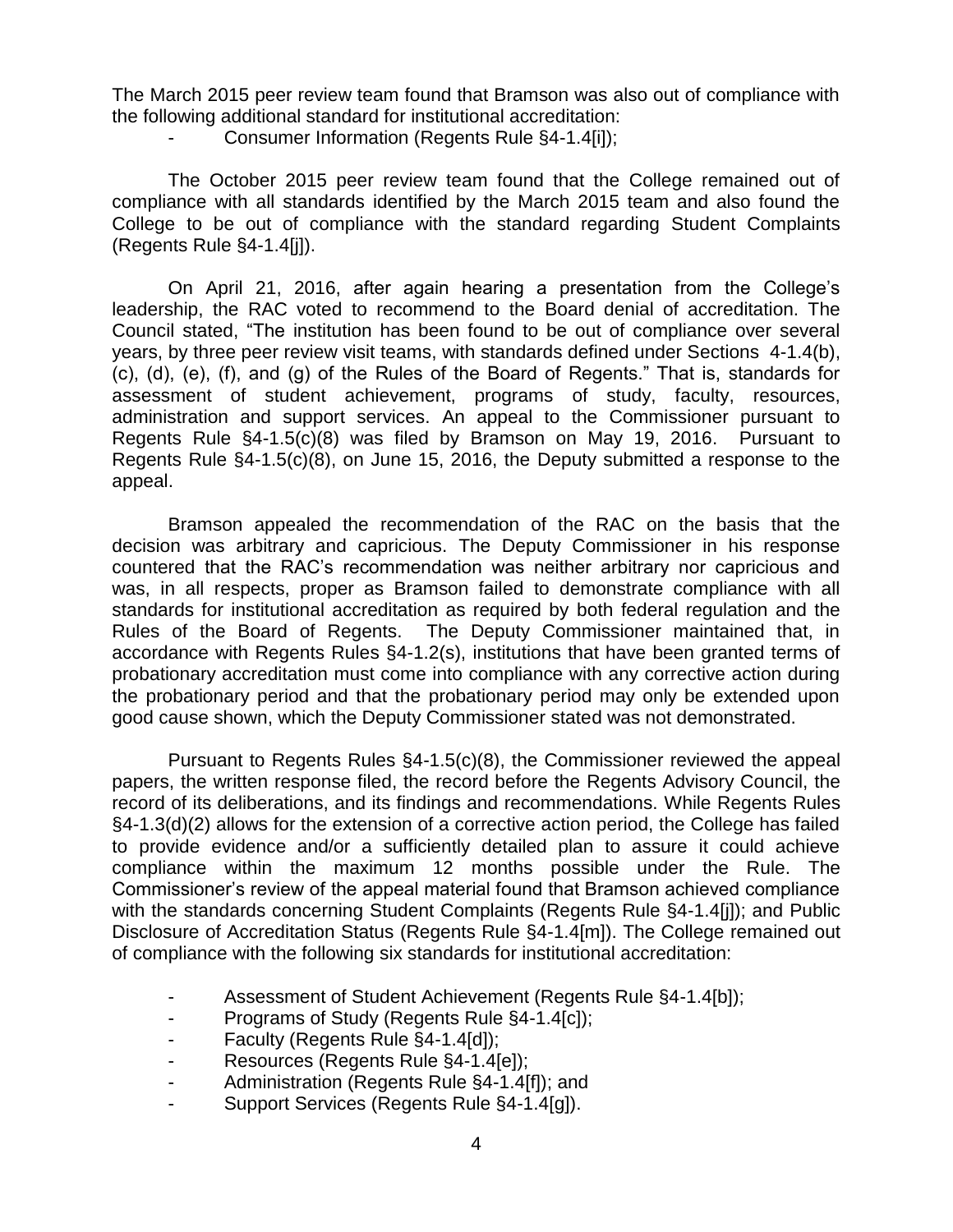The March 2015 peer review team found that Bramson was also out of compliance with the following additional standard for institutional accreditation:

- Consumer Information (Regents Rule §4-1.4[i]);

The October 2015 peer review team found that the College remained out of compliance with all standards identified by the March 2015 team and also found the College to be out of compliance with the standard regarding Student Complaints (Regents Rule §4-1.4[j]).

On April 21, 2016, after again hearing a presentation from the College's leadership, the RAC voted to recommend to the Board denial of accreditation. The Council stated, "The institution has been found to be out of compliance over several years, by three peer review visit teams, with standards defined under Sections 4-1.4(b), (c), (d), (e), (f), and (g) of the Rules of the Board of Regents." That is, standards for assessment of student achievement, programs of study, faculty, resources, administration and support services. An appeal to the Commissioner pursuant to Regents Rule §4-1.5(c)(8) was filed by Bramson on May 19, 2016. Pursuant to Regents Rule §4-1.5(c)(8), on June 15, 2016, the Deputy submitted a response to the appeal.

Bramson appealed the recommendation of the RAC on the basis that the decision was arbitrary and capricious. The Deputy Commissioner in his response countered that the RAC's recommendation was neither arbitrary nor capricious and was, in all respects, proper as Bramson failed to demonstrate compliance with all standards for institutional accreditation as required by both federal regulation and the Rules of the Board of Regents. The Deputy Commissioner maintained that, in accordance with Regents Rules §4-1.2(s), institutions that have been granted terms of probationary accreditation must come into compliance with any corrective action during the probationary period and that the probationary period may only be extended upon good cause shown, which the Deputy Commissioner stated was not demonstrated.

Pursuant to Regents Rules §4-1.5(c)(8), the Commissioner reviewed the appeal papers, the written response filed, the record before the Regents Advisory Council, the record of its deliberations, and its findings and recommendations. While Regents Rules §4-1.3(d)(2) allows for the extension of a corrective action period, the College has failed to provide evidence and/or a sufficiently detailed plan to assure it could achieve compliance within the maximum 12 months possible under the Rule. The Commissioner's review of the appeal material found that Bramson achieved compliance with the standards concerning Student Complaints (Regents Rule §4-1.4[j]); and Public Disclosure of Accreditation Status (Regents Rule §4-1.4[m]). The College remained out of compliance with the following six standards for institutional accreditation:

- Assessment of Student Achievement (Regents Rule §4-1.4[b]);
- Programs of Study (Regents Rule §4-1.4[c]);
- Faculty (Regents Rule §4-1.4[d]);
- Resources (Regents Rule §4-1.4[e]);
- Administration (Regents Rule §4-1.4[f]); and
- Support Services (Regents Rule §4-1.4[g]).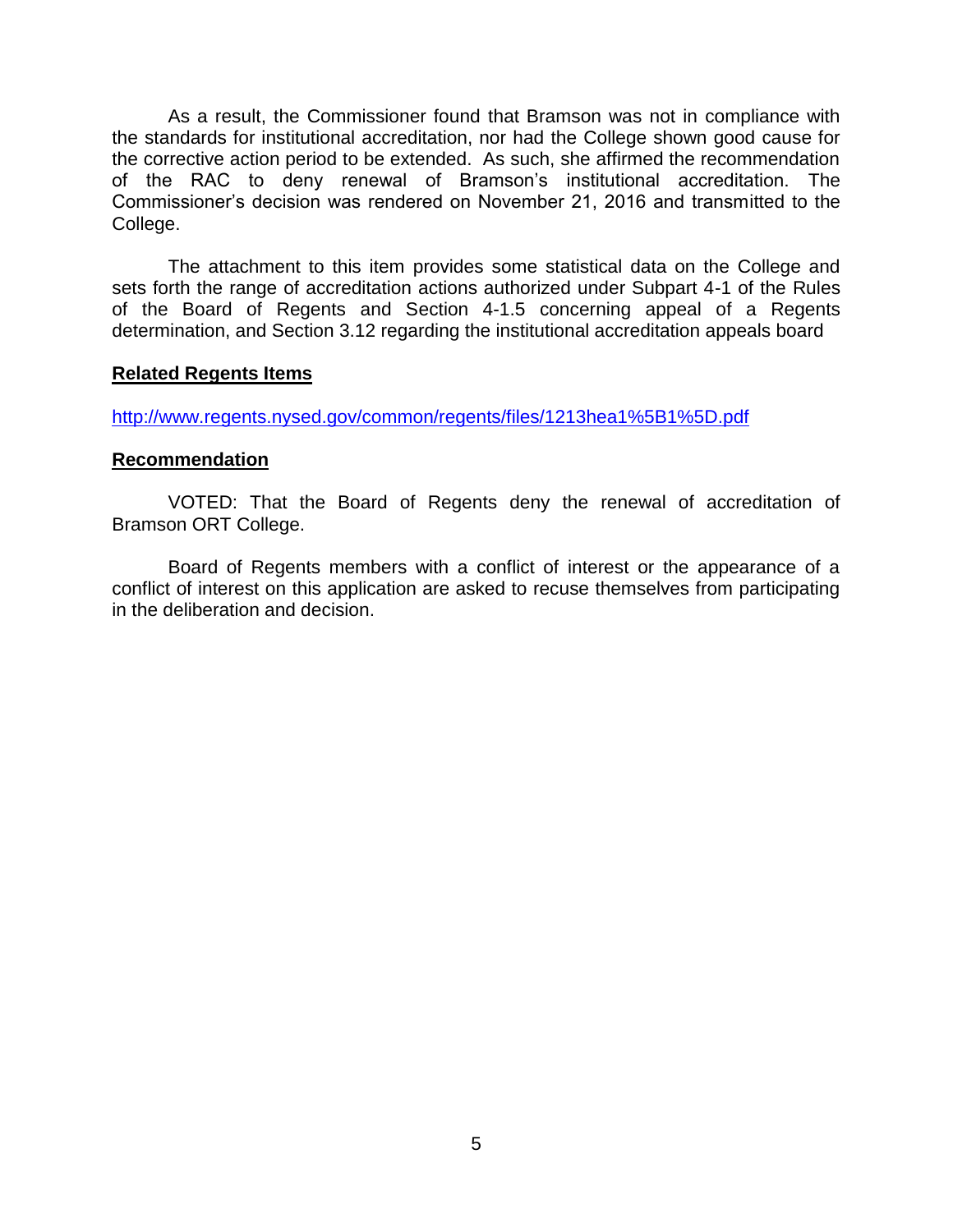As a result, the Commissioner found that Bramson was not in compliance with the standards for institutional accreditation, nor had the College shown good cause for the corrective action period to be extended. As such, she affirmed the recommendation of the RAC to deny renewal of Bramson's institutional accreditation. The Commissioner's decision was rendered on November 21, 2016 and transmitted to the College.

The attachment to this item provides some statistical data on the College and sets forth the range of accreditation actions authorized under Subpart 4-1 of the Rules of the Board of Regents and Section 4-1.5 concerning appeal of a Regents determination, and Section 3.12 regarding the institutional accreditation appeals board

**Related Regents Items**

http://www.regents.nysed.gov/common/regents/files/1213hea1%5B1%5D.pdf

**Recommendation**

VOTED: That the Board of Regents deny the renewal of accreditation of Bramson ORT College.

Board of Regents members with a conflict of interest or the appearance of a conflict of interest on this application are asked to recuse themselves from participating in the deliberation and decision.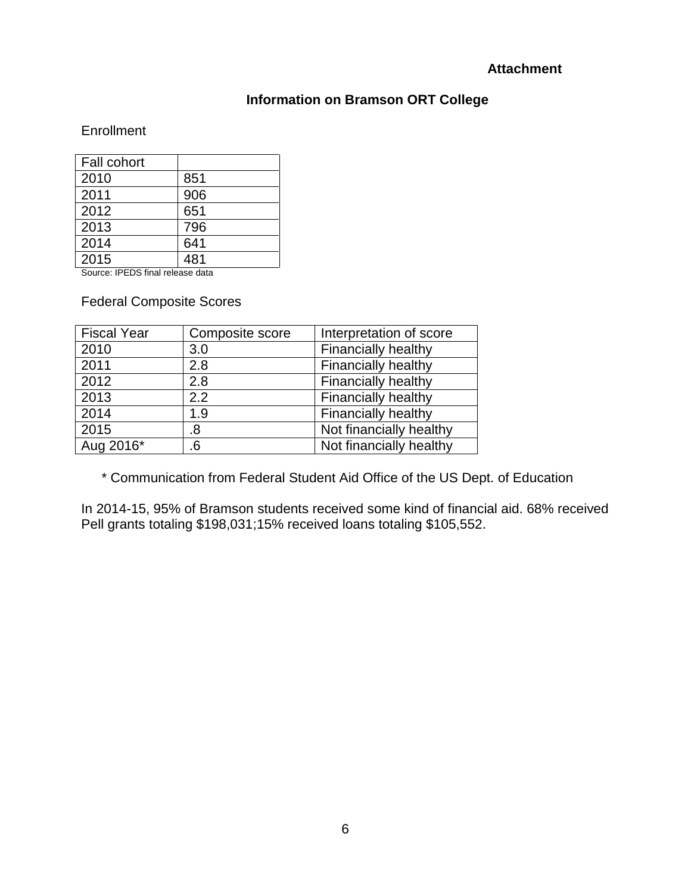**Attachment**

## Information on Bramson ORT College

Enrollment

| Fall cohort | |
|---|---|
| 2010 | 851 |
| 2011 | 906 |
| 2012 | 651 |
| 2013 | 796 |
| 2014 | 641 |
| 2015 | 481 |

Source: IPEDS final release data

Federal Composite Scores

| Fiscal Year | Composite score | Interpretation of score |
|---|---|---|
| 2010 | 3.0 | Financially healthy |
| 2011 | 2.8 | Financially healthy |
| 2012 | 2.8 | Financially healthy |
| 2013 | 2.2 | Financially healthy |
| 2014 | 1.9 | Financially healthy |
| 2015 | .8 | Not financially healthy |
| Aug 2016* | .6 | Not financially healthy |

\* Communication from Federal Student Aid Office of the US Dept. of Education

In 2014-15, 95% of Bramson students received some kind of financial aid. 68% received Pell grants totaling $198,031;15% received loans totaling $105,552.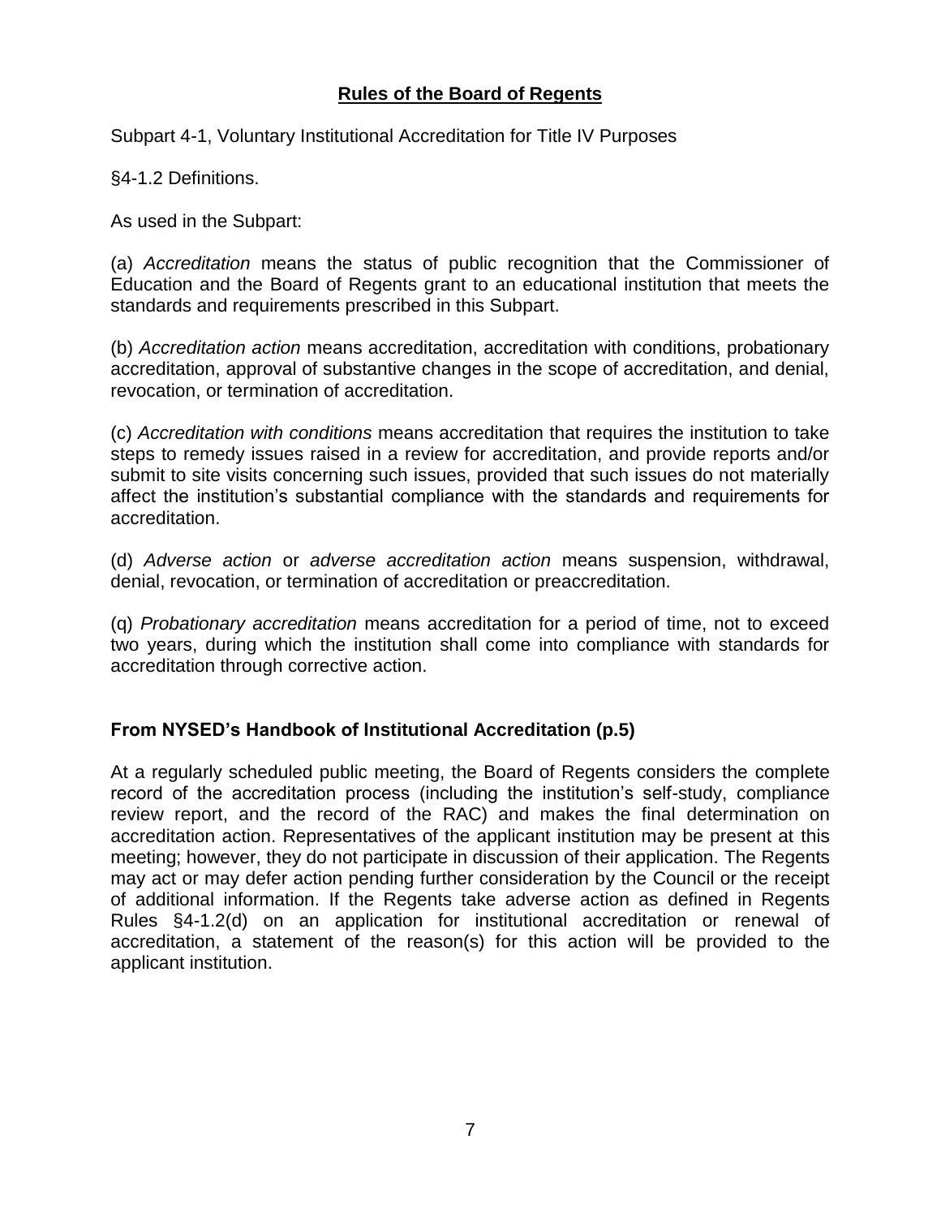## Rules of the Board of Regents

Subpart 4-1, Voluntary Institutional Accreditation for Title IV Purposes

§4-1.2 Definitions.

As used in the Subpart:

(a) *Accreditation* means the status of public recognition that the Commissioner of Education and the Board of Regents grant to an educational institution that meets the standards and requirements prescribed in this Subpart.

(b) *Accreditation action* means accreditation, accreditation with conditions, probationary accreditation, approval of substantive changes in the scope of accreditation, and denial, revocation, or termination of accreditation.

(c) *Accreditation with conditions* means accreditation that requires the institution to take steps to remedy issues raised in a review for accreditation, and provide reports and/or submit to site visits concerning such issues, provided that such issues do not materially affect the institution's substantial compliance with the standards and requirements for accreditation.

(d) *Adverse action* or *adverse accreditation action* means suspension, withdrawal, denial, revocation, or termination of accreditation or preaccreditation.

(q) *Probationary accreditation* means accreditation for a period of time, not to exceed two years, during which the institution shall come into compliance with standards for accreditation through corrective action.

### From NYSED's Handbook of Institutional Accreditation (p.5)

At a regularly scheduled public meeting, the Board of Regents considers the complete record of the accreditation process (including the institution's self-study, compliance review report, and the record of the RAC) and makes the final determination on accreditation action. Representatives of the applicant institution may be present at this meeting; however, they do not participate in discussion of their application. The Regents may act or may defer action pending further consideration by the Council or the receipt of additional information. If the Regents take adverse action as defined in Regents Rules §4-1.2(d) on an application for institutional accreditation or renewal of accreditation, a statement of the reason(s) for this action will be provided to the applicant institution.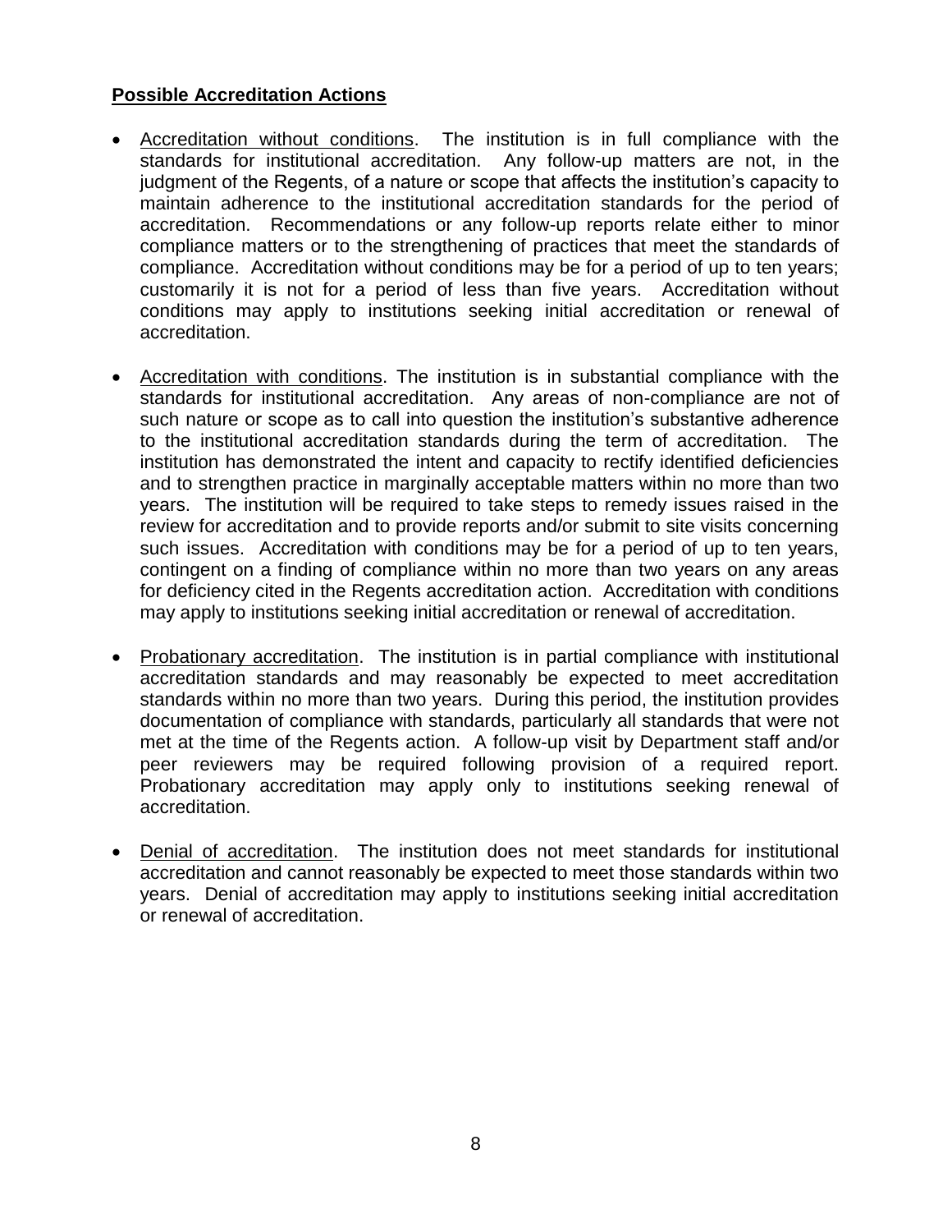**Possible Accreditation Actions**

- Accreditation without conditions. The institution is in full compliance with the standards for institutional accreditation. Any follow-up matters are not, in the judgment of the Regents, of a nature or scope that affects the institution's capacity to maintain adherence to the institutional accreditation standards for the period of accreditation. Recommendations or any follow-up reports relate either to minor compliance matters or to the strengthening of practices that meet the standards of compliance. Accreditation without conditions may be for a period of up to ten years; customarily it is not for a period of less than five years. Accreditation without conditions may apply to institutions seeking initial accreditation or renewal of accreditation.

- Accreditation with conditions. The institution is in substantial compliance with the standards for institutional accreditation. Any areas of non-compliance are not of such nature or scope as to call into question the institution's substantive adherence to the institutional accreditation standards during the term of accreditation. The institution has demonstrated the intent and capacity to rectify identified deficiencies and to strengthen practice in marginally acceptable matters within no more than two years. The institution will be required to take steps to remedy issues raised in the review for accreditation and to provide reports and/or submit to site visits concerning such issues. Accreditation with conditions may be for a period of up to ten years, contingent on a finding of compliance within no more than two years on any areas for deficiency cited in the Regents accreditation action. Accreditation with conditions may apply to institutions seeking initial accreditation or renewal of accreditation.

- Probationary accreditation. The institution is in partial compliance with institutional accreditation standards and may reasonably be expected to meet accreditation standards within no more than two years. During this period, the institution provides documentation of compliance with standards, particularly all standards that were not met at the time of the Regents action. A follow-up visit by Department staff and/or peer reviewers may be required following provision of a required report. Probationary accreditation may apply only to institutions seeking renewal of accreditation.

- Denial of accreditation. The institution does not meet standards for institutional accreditation and cannot reasonably be expected to meet those standards within two years. Denial of accreditation may apply to institutions seeking initial accreditation or renewal of accreditation.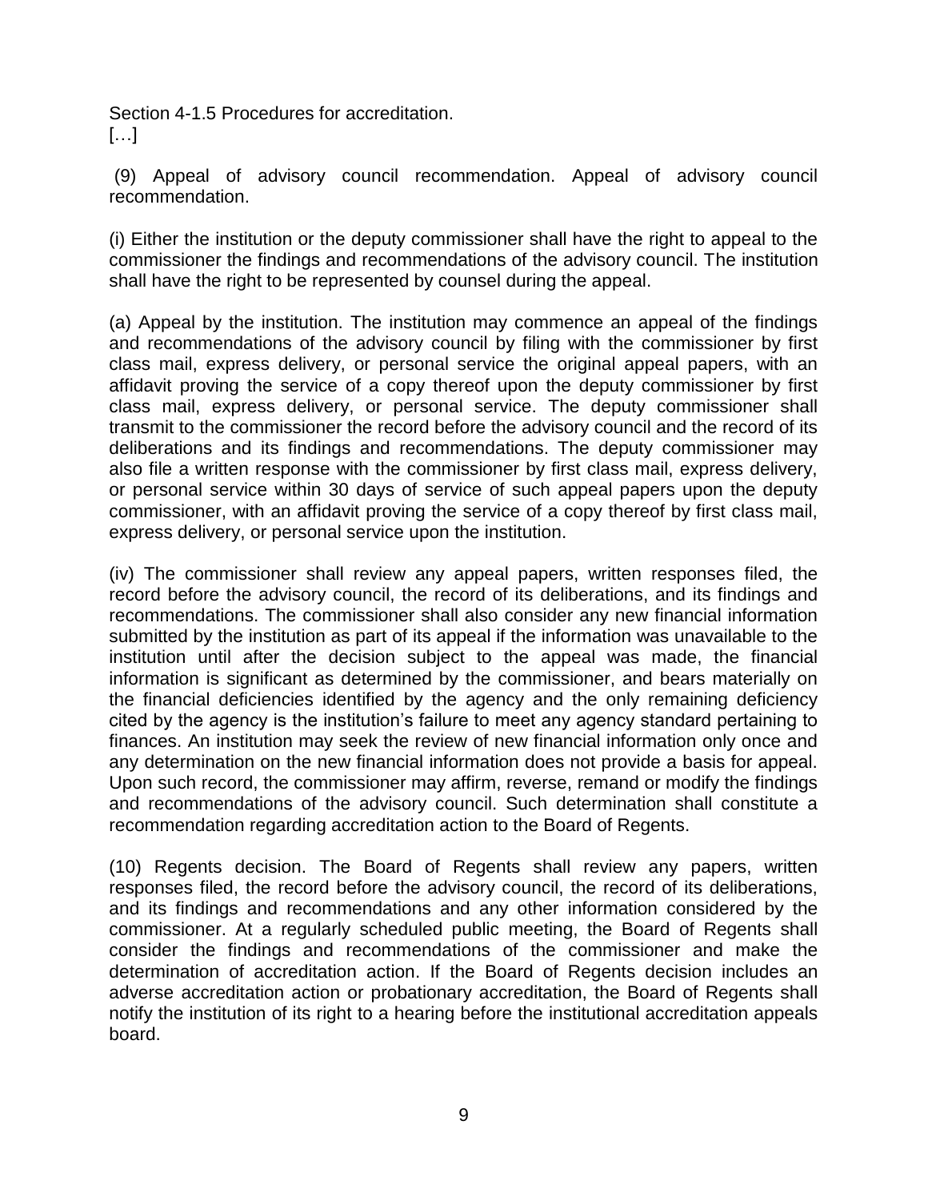Section 4-1.5 Procedures for accreditation.
[…]

(9) Appeal of advisory council recommendation. Appeal of advisory council recommendation.

(i) Either the institution or the deputy commissioner shall have the right to appeal to the commissioner the findings and recommendations of the advisory council. The institution shall have the right to be represented by counsel during the appeal.

(a) Appeal by the institution. The institution may commence an appeal of the findings and recommendations of the advisory council by filing with the commissioner by first class mail, express delivery, or personal service the original appeal papers, with an affidavit proving the service of a copy thereof upon the deputy commissioner by first class mail, express delivery, or personal service. The deputy commissioner shall transmit to the commissioner the record before the advisory council and the record of its deliberations and its findings and recommendations. The deputy commissioner may also file a written response with the commissioner by first class mail, express delivery, or personal service within 30 days of service of such appeal papers upon the deputy commissioner, with an affidavit proving the service of a copy thereof by first class mail, express delivery, or personal service upon the institution.

(iv) The commissioner shall review any appeal papers, written responses filed, the record before the advisory council, the record of its deliberations, and its findings and recommendations. The commissioner shall also consider any new financial information submitted by the institution as part of its appeal if the information was unavailable to the institution until after the decision subject to the appeal was made, the financial information is significant as determined by the commissioner, and bears materially on the financial deficiencies identified by the agency and the only remaining deficiency cited by the agency is the institution's failure to meet any agency standard pertaining to finances. An institution may seek the review of new financial information only once and any determination on the new financial information does not provide a basis for appeal. Upon such record, the commissioner may affirm, reverse, remand or modify the findings and recommendations of the advisory council. Such determination shall constitute a recommendation regarding accreditation action to the Board of Regents.

(10) Regents decision. The Board of Regents shall review any papers, written responses filed, the record before the advisory council, the record of its deliberations, and its findings and recommendations and any other information considered by the commissioner. At a regularly scheduled public meeting, the Board of Regents shall consider the findings and recommendations of the commissioner and make the determination of accreditation action. If the Board of Regents decision includes an adverse accreditation action or probationary accreditation, the Board of Regents shall notify the institution of its right to a hearing before the institutional accreditation appeals board.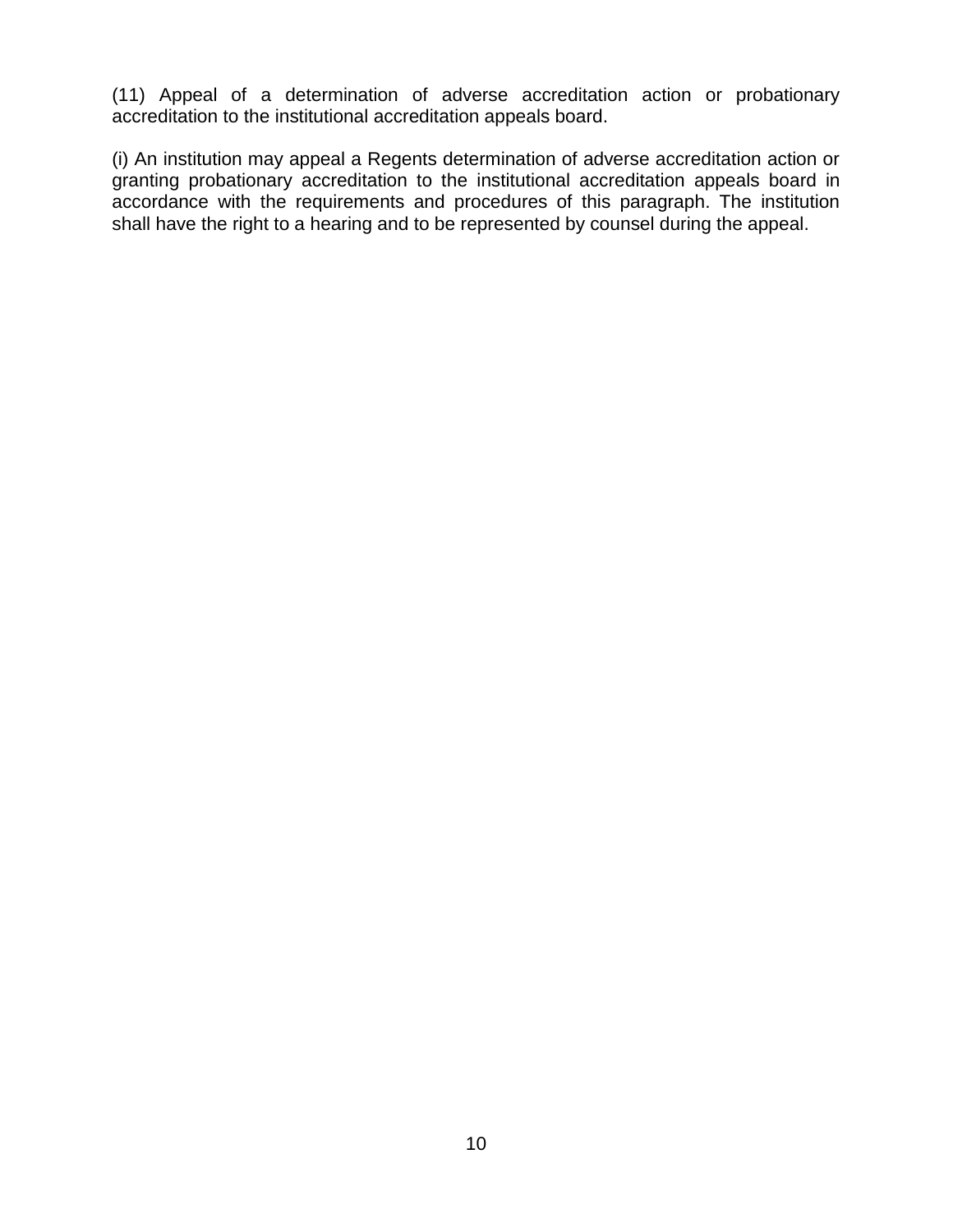(11) Appeal of a determination of adverse accreditation action or probationary accreditation to the institutional accreditation appeals board.

(i) An institution may appeal a Regents determination of adverse accreditation action or granting probationary accreditation to the institutional accreditation appeals board in accordance with the requirements and procedures of this paragraph. The institution shall have the right to a hearing and to be represented by counsel during the appeal.